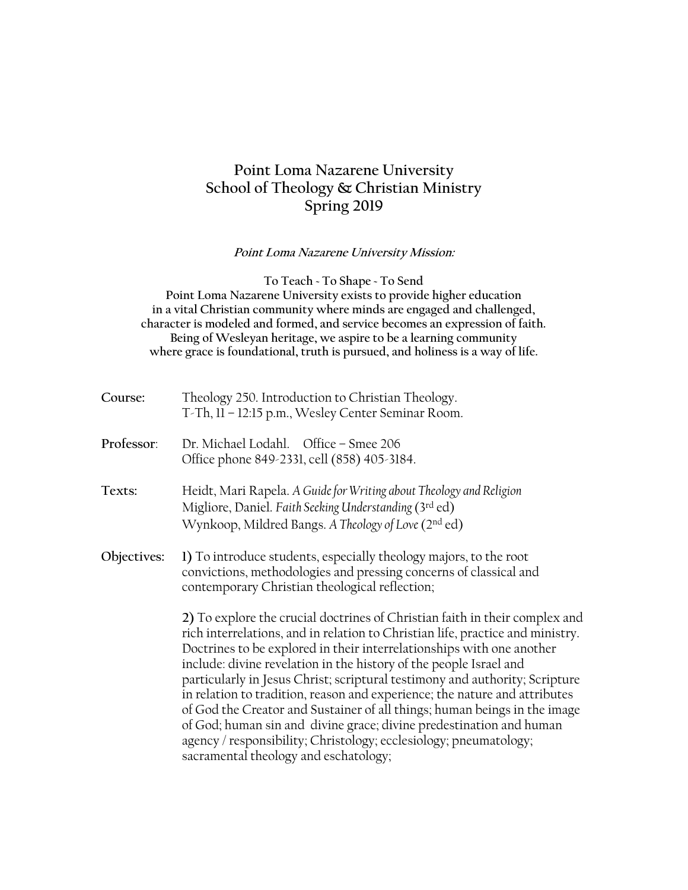# Point Loma Nazarene University
# School of Theology & Christian Ministry
# Spring 2019

***Point Loma Nazarene University Mission:***

**To Teach ~ To Shape ~ To Send**
**Point Loma Nazarene University exists to provide higher education in a vital Christian community where minds are engaged and challenged, character is modeled and formed, and service becomes an expression of faith. Being of Wesleyan heritage, we aspire to be a learning community where grace is foundational, truth is pursued, and holiness is a way of life.**

**Course:** Theology 250. Introduction to Christian Theology.
T-Th, 11 – 12:15 p.m., Wesley Center Seminar Room.

**Professor:** Dr. Michael Lodahl. Office – Smee 206
Office phone 849-2331, cell (858) 405-3184.

**Texts:** Heidt, Mari Rapela. *A Guide for Writing about Theology and Religion*
Migliore, Daniel. *Faith Seeking Understanding* (3rd ed)
Wynkoop, Mildred Bangs. *A Theology of Love* (2nd ed)

**Objectives:** **1)** To introduce students, especially theology majors, to the root convictions, methodologies and pressing concerns of classical and contemporary Christian theological reflection;

**2)** To explore the crucial doctrines of Christian faith in their complex and rich interrelations, and in relation to Christian life, practice and ministry. Doctrines to be explored in their interrelationships with one another include: divine revelation in the history of the people Israel and particularly in Jesus Christ; scriptural testimony and authority; Scripture in relation to tradition, reason and experience; the nature and attributes of God the Creator and Sustainer of all things; human beings in the image of God; human sin and divine grace; divine predestination and human agency / responsibility; Christology; ecclesiology; pneumatology; sacramental theology and eschatology;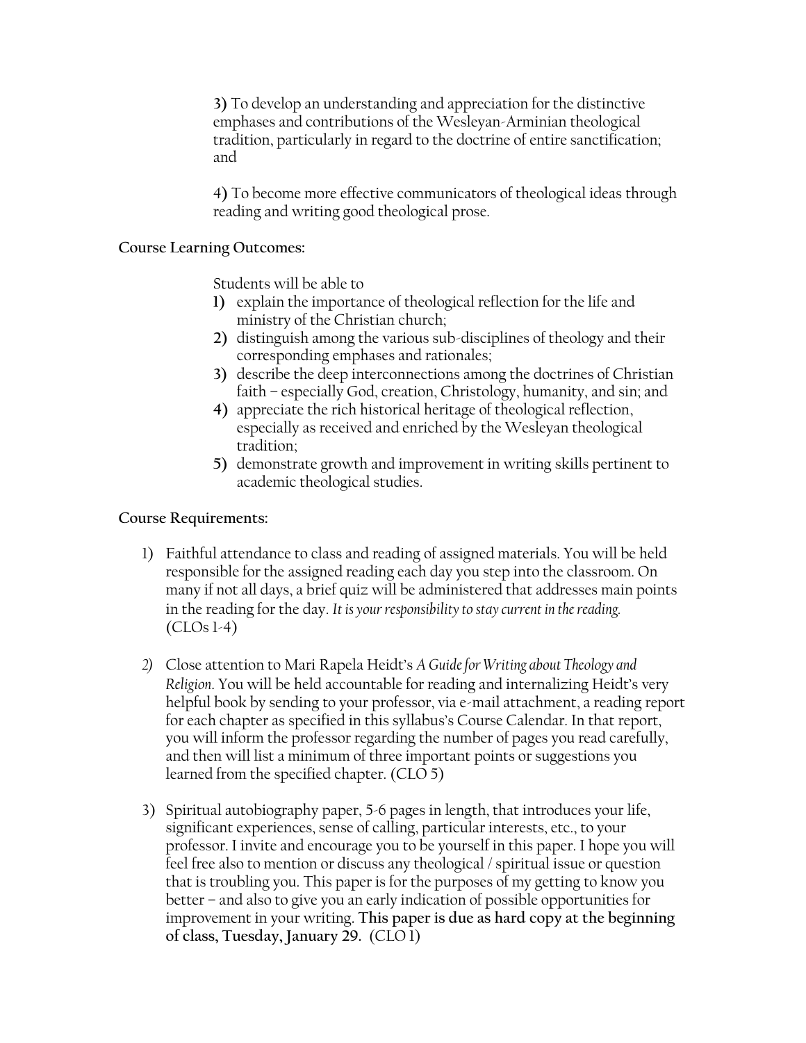**3)** To develop an understanding and appreciation for the distinctive emphases and contributions of the Wesleyan-Arminian theological tradition, particularly in regard to the doctrine of entire sanctification; and

**4)** To become more effective communicators of theological ideas through reading and writing good theological prose.

**Course Learning Outcomes:**

Students will be able to

1) explain the importance of theological reflection for the life and ministry of the Christian church;
2) distinguish among the various sub-disciplines of theology and their corresponding emphases and rationales;
3) describe the deep interconnections among the doctrines of Christian faith – especially God, creation, Christology, humanity, and sin; and
4) appreciate the rich historical heritage of theological reflection, especially as received and enriched by the Wesleyan theological tradition;
5) demonstrate growth and improvement in writing skills pertinent to academic theological studies.

**Course Requirements:**

1) Faithful attendance to class and reading of assigned materials. You will be held responsible for the assigned reading each day you step into the classroom. On many if not all days, a brief quiz will be administered that addresses main points in the reading for the day. *It is your responsibility to stay current in the reading.* (CLOs 1-4)

2) Close attention to Mari Rapela Heidt's *A Guide for Writing about Theology and Religion*. You will be held accountable for reading and internalizing Heidt's very helpful book by sending to your professor, via e-mail attachment, a reading report for each chapter as specified in this syllabus's Course Calendar. In that report, you will inform the professor regarding the number of pages you read carefully, and then will list a minimum of three important points or suggestions you learned from the specified chapter. (CLO 5)

3) Spiritual autobiography paper, 5-6 pages in length, that introduces your life, significant experiences, sense of calling, particular interests, etc., to your professor. I invite and encourage you to be yourself in this paper. I hope you will feel free also to mention or discuss any theological / spiritual issue or question that is troubling you. This paper is for the purposes of my getting to know you better – and also to give you an early indication of possible opportunities for improvement in your writing. **This paper is due as hard copy at the beginning of class, Tuesday, January 29.** (CLO 1)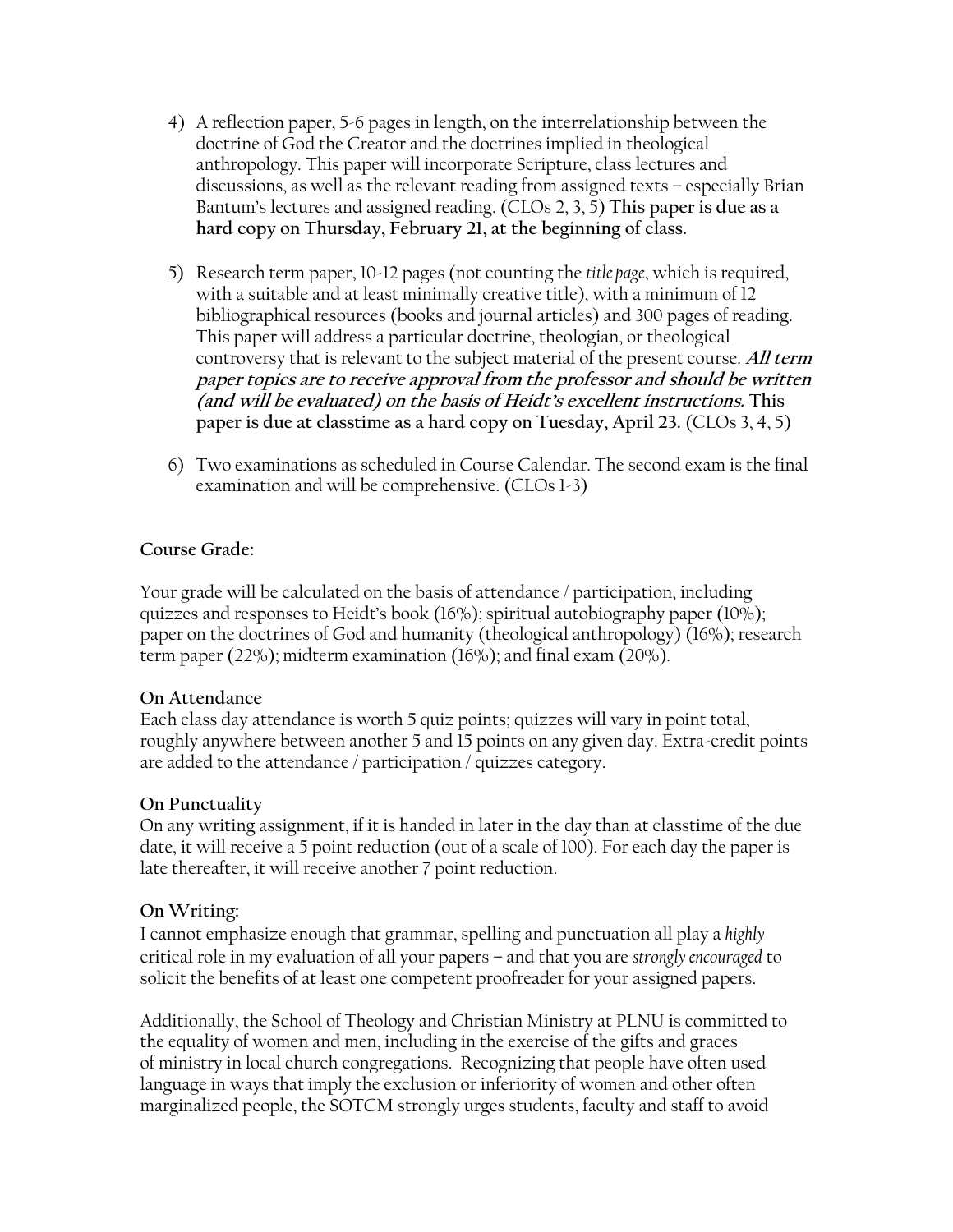4) A reflection paper, 5-6 pages in length, on the interrelationship between the doctrine of God the Creator and the doctrines implied in theological anthropology. This paper will incorporate Scripture, class lectures and discussions, as well as the relevant reading from assigned texts – especially Brian Bantum's lectures and assigned reading. (CLOs 2, 3, 5) **This paper is due as a hard copy on Thursday, February 21, at the beginning of class.**

5) Research term paper, 10-12 pages (not counting the *title page*, which is required, with a suitable and at least minimally creative title), with a minimum of 12 bibliographical resources (books and journal articles) and 300 pages of reading. This paper will address a particular doctrine, theologian, or theological controversy that is relevant to the subject material of the present course. ***All term paper topics are to receive approval from the professor and should be written (and will be evaluated) on the basis of Heidt's excellent instructions.*** **This paper is due at classtime as a hard copy on Tuesday, April 23.** (CLOs 3, 4, 5)

6) Two examinations as scheduled in Course Calendar. The second exam is the final examination and will be comprehensive. (CLOs 1-3)

**Course Grade:**

Your grade will be calculated on the basis of attendance / participation, including quizzes and responses to Heidt's book (16%); spiritual autobiography paper (10%); paper on the doctrines of God and humanity (theological anthropology) (16%); research term paper (22%); midterm examination (16%); and final exam (20%).

**On Attendance**

Each class day attendance is worth 5 quiz points; quizzes will vary in point total, roughly anywhere between another 5 and 15 points on any given day. Extra-credit points are added to the attendance / participation / quizzes category.

**On Punctuality**

On any writing assignment, if it is handed in later in the day than at classtime of the due date, it will receive a 5 point reduction (out of a scale of 100). For each day the paper is late thereafter, it will receive another 7 point reduction.

**On Writing:**

I cannot emphasize enough that grammar, spelling and punctuation all play a *highly* critical role in my evaluation of all your papers – and that you are *strongly encouraged* to solicit the benefits of at least one competent proofreader for your assigned papers.

Additionally, the School of Theology and Christian Ministry at PLNU is committed to the equality of women and men, including in the exercise of the gifts and graces of ministry in local church congregations. Recognizing that people have often used language in ways that imply the exclusion or inferiority of women and other often marginalized people, the SOTCM strongly urges students, faculty and staff to avoid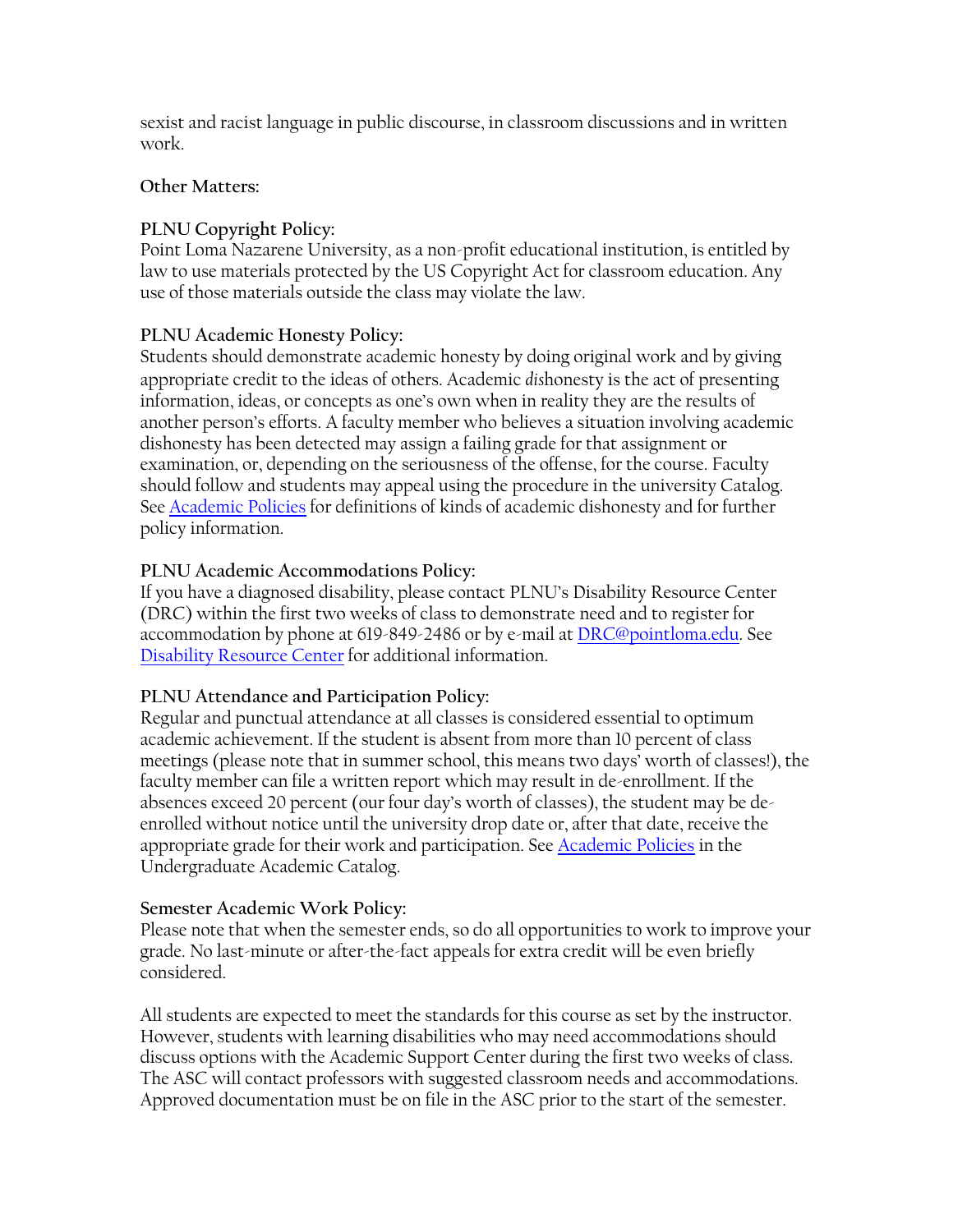sexist and racist language in public discourse, in classroom discussions and in written work.

**Other Matters:**

**PLNU Copyright Policy:**
Point Loma Nazarene University, as a non-profit educational institution, is entitled by law to use materials protected by the US Copyright Act for classroom education. Any use of those materials outside the class may violate the law.

**PLNU Academic Honesty Policy:**
Students should demonstrate academic honesty by doing original work and by giving appropriate credit to the ideas of others. Academic *dis*honesty is the act of presenting information, ideas, or concepts as one's own when in reality they are the results of another person's efforts. A faculty member who believes a situation involving academic dishonesty has been detected may assign a failing grade for that assignment or examination, or, depending on the seriousness of the offense, for the course. Faculty should follow and students may appeal using the procedure in the university Catalog. See Academic Policies for definitions of kinds of academic dishonesty and for further policy information.

**PLNU Academic Accommodations Policy:**
If you have a diagnosed disability, please contact PLNU's Disability Resource Center (DRC) within the first two weeks of class to demonstrate need and to register for accommodation by phone at 619-849-2486 or by e-mail at DRC@pointloma.edu. See Disability Resource Center for additional information.

**PLNU Attendance and Participation Policy:**
Regular and punctual attendance at all classes is considered essential to optimum academic achievement. If the student is absent from more than 10 percent of class meetings (please note that in summer school, this means two days' worth of classes!), the faculty member can file a written report which may result in de-enrollment. If the absences exceed 20 percent (our four day's worth of classes), the student may be de-enrolled without notice until the university drop date or, after that date, receive the appropriate grade for their work and participation. See Academic Policies in the Undergraduate Academic Catalog.

**Semester Academic Work Policy:**
Please note that when the semester ends, so do all opportunities to work to improve your grade. No last-minute or after-the-fact appeals for extra credit will be even briefly considered.

All students are expected to meet the standards for this course as set by the instructor. However, students with learning disabilities who may need accommodations should discuss options with the Academic Support Center during the first two weeks of class. The ASC will contact professors with suggested classroom needs and accommodations. Approved documentation must be on file in the ASC prior to the start of the semester.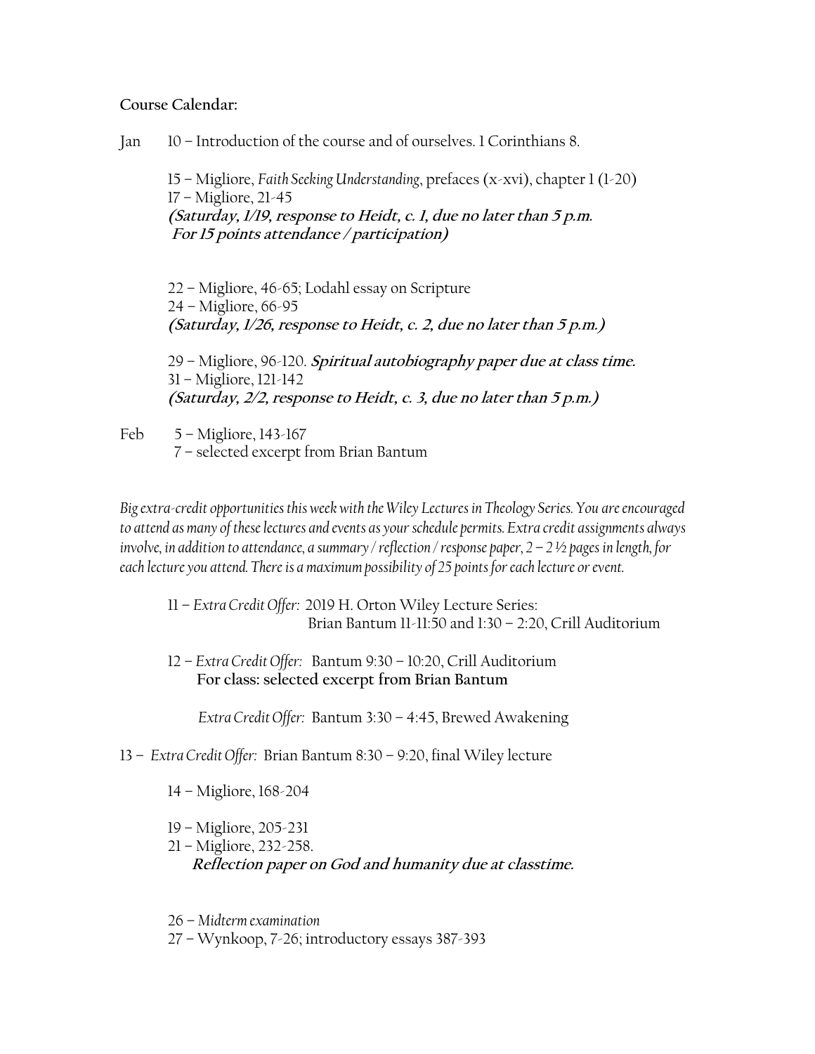**Course Calendar:**

Jan 10 – Introduction of the course and of ourselves. 1 Corinthians 8.

15 – Migliore, *Faith Seeking Understanding*, prefaces (x-xvi), chapter 1 (1-20)
17 – Migliore, 21-45
***(Saturday, 1/19, response to Heidt, c. 1, due no later than 5 p.m. For 15 points attendance / participation)***

22 – Migliore, 46-65; Lodahl essay on Scripture
24 – Migliore, 66-95
***(Saturday, 1/26, response to Heidt, c. 2, due no later than 5 p.m.)***

29 – Migliore, 96-120. ***Spiritual autobiography paper due at class time.***
31 – Migliore, 121-142
***(Saturday, 2/2, response to Heidt, c. 3, due no later than 5 p.m.)***

Feb 5 – Migliore, 143-167
7 – selected excerpt from Brian Bantum

*Big extra-credit opportunities this week with the Wiley Lectures in Theology Series. You are encouraged to attend as many of these lectures and events as your schedule permits. Extra credit assignments always involve, in addition to attendance, a summary / reflection / response paper, 2 – 2 ½ pages in length, for each lecture you attend. There is a maximum possibility of 25 points for each lecture or event.*

11 – *Extra Credit Offer:* 2019 H. Orton Wiley Lecture Series: Brian Bantum 11-11:50 and 1:30 – 2:20, Crill Auditorium

12 – *Extra Credit Offer:* Bantum 9:30 – 10:20, Crill Auditorium
**For class: selected excerpt from Brian Bantum**

*Extra Credit Offer:* Bantum 3:30 – 4:45, Brewed Awakening

13 – *Extra Credit Offer:* Brian Bantum 8:30 – 9:20, final Wiley lecture

14 – Migliore, 168-204

19 – Migliore, 205-231
21 – Migliore, 232-258.
***Reflection paper on God and humanity due at classtime.***

26 – *Midterm examination*
27 – Wynkoop, 7-26; introductory essays 387-393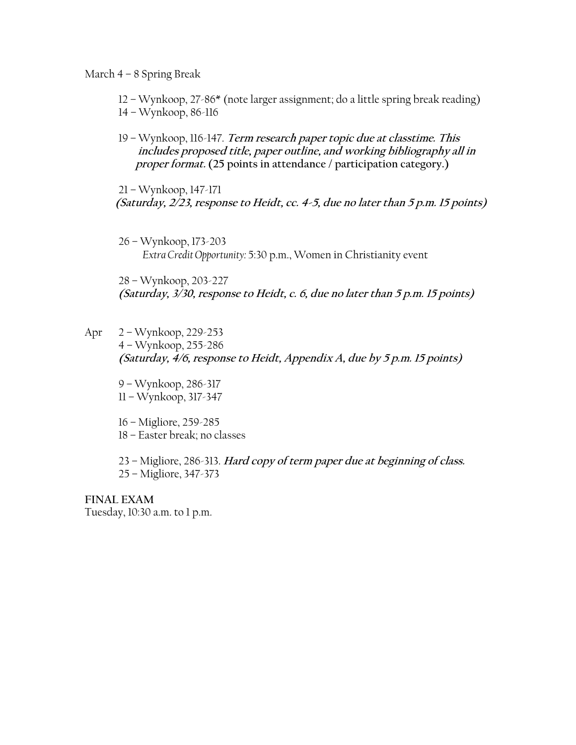March 4 – 8 Spring Break

12 – Wynkoop, 27-86* (note larger assignment; do a little spring break reading)
14 – Wynkoop, 86-116

19 – Wynkoop, 116-147. ***Term research paper topic due at classtime. This includes proposed title, paper outline, and working bibliography all in proper format.*** **(25 points in attendance / participation category.)**

21 – Wynkoop, 147-171
***(Saturday, 2/23, response to Heidt, cc. 4-5, due no later than 5 p.m. 15 points)***

26 – Wynkoop, 173-203
*Extra Credit Opportunity:* 5:30 p.m., Women in Christianity event

28 – Wynkoop, 203-227
***(Saturday, 3/30, response to Heidt, c. 6, due no later than 5 p.m. 15 points)***

Apr 2 – Wynkoop, 229-253
4 – Wynkoop, 255-286
***(Saturday, 4/6, response to Heidt, Appendix A, due by 5 p.m. 15 points)***

9 – Wynkoop, 286-317
11 – Wynkoop, 317-347

16 – Migliore, 259-285
18 – Easter break; no classes

23 – Migliore, 286-313. ***Hard copy of term paper due at beginning of class.***
25 – Migliore, 347-373

**FINAL EXAM**
Tuesday, 10:30 a.m. to 1 p.m.